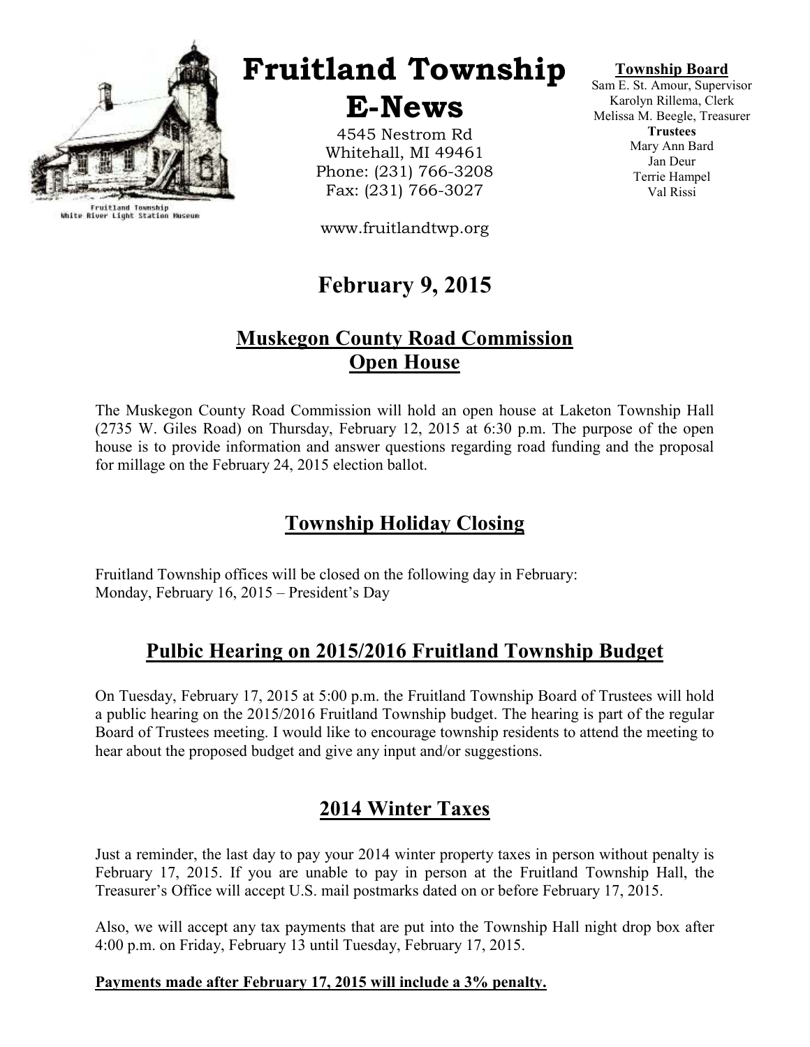Fruitland Township
White River Light Station Museum

# Fruitland Township E-News

4545 Nestrom Rd
Whitehall, MI 49461
Phone: (231) 766-3208
Fax: (231) 766-3027

www.fruitlandtwp.org

**Township Board**
Sam E. St. Amour, Supervisor
Karolyn Rillema, Clerk
Melissa M. Beegle, Treasurer
**Trustees**
Mary Ann Bard
Jan Deur
Terrie Hampel
Val Rissi

## February 9, 2015

## Muskegon County Road Commission Open House

The Muskegon County Road Commission will hold an open house at Laketon Township Hall (2735 W. Giles Road) on Thursday, February 12, 2015 at 6:30 p.m. The purpose of the open house is to provide information and answer questions regarding road funding and the proposal for millage on the February 24, 2015 election ballot.

## Township Holiday Closing

Fruitland Township offices will be closed on the following day in February:
Monday, February 16, 2015 – President's Day

## Pulbic Hearing on 2015/2016 Fruitland Township Budget

On Tuesday, February 17, 2015 at 5:00 p.m. the Fruitland Township Board of Trustees will hold a public hearing on the 2015/2016 Fruitland Township budget. The hearing is part of the regular Board of Trustees meeting. I would like to encourage township residents to attend the meeting to hear about the proposed budget and give any input and/or suggestions.

## 2014 Winter Taxes

Just a reminder, the last day to pay your 2014 winter property taxes in person without penalty is February 17, 2015. If you are unable to pay in person at the Fruitland Township Hall, the Treasurer's Office will accept U.S. mail postmarks dated on or before February 17, 2015.

Also, we will accept any tax payments that are put into the Township Hall night drop box after 4:00 p.m. on Friday, February 13 until Tuesday, February 17, 2015.

**Payments made after February 17, 2015 will include a 3% penalty.**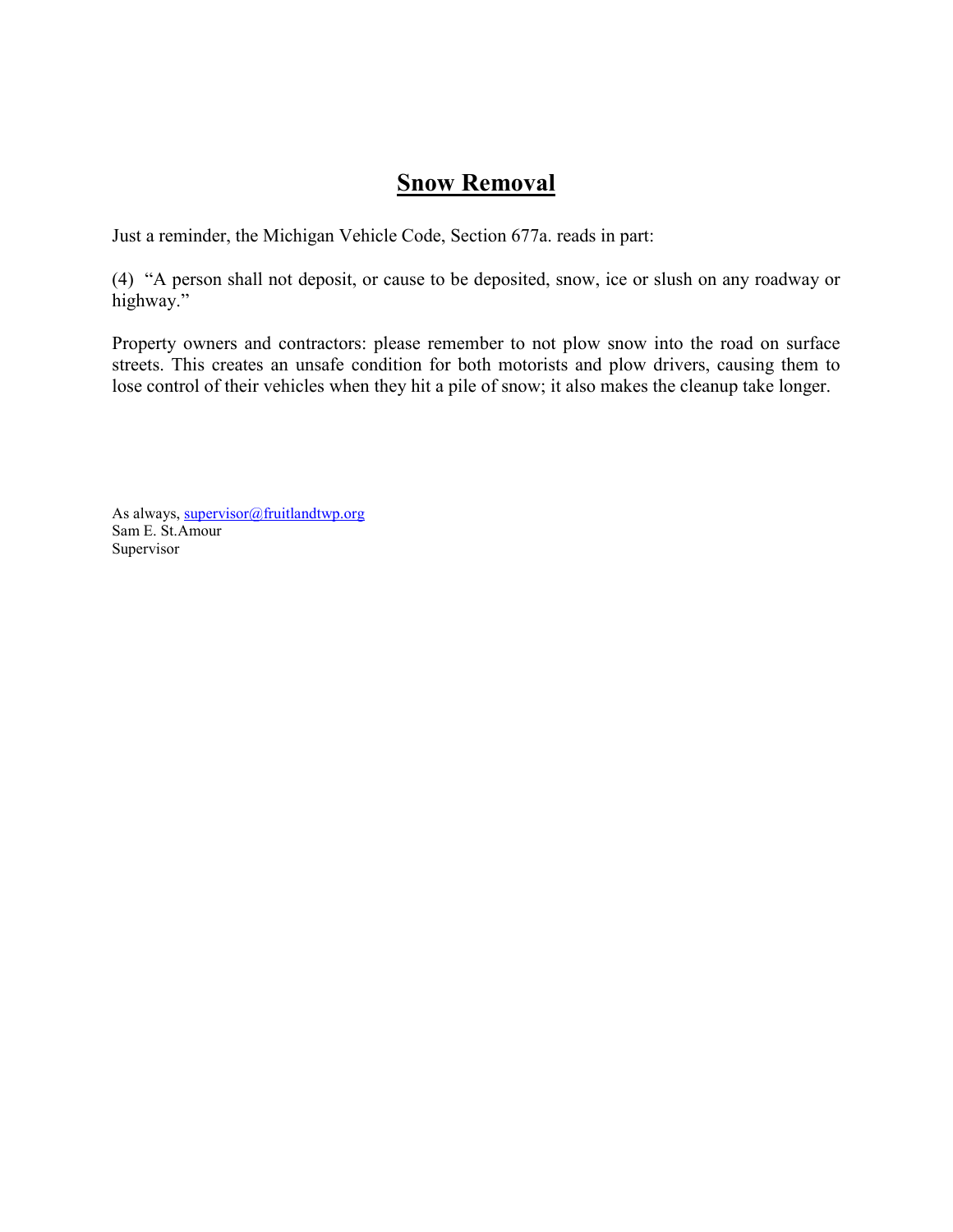# Snow Removal

Just a reminder, the Michigan Vehicle Code, Section 677a. reads in part:

(4) "A person shall not deposit, or cause to be deposited, snow, ice or slush on any roadway or highway."

Property owners and contractors: please remember to not plow snow into the road on surface streets. This creates an unsafe condition for both motorists and plow drivers, causing them to lose control of their vehicles when they hit a pile of snow; it also makes the cleanup take longer.

As always, supervisor@fruitlandtwp.org
Sam E. St.Amour
Supervisor